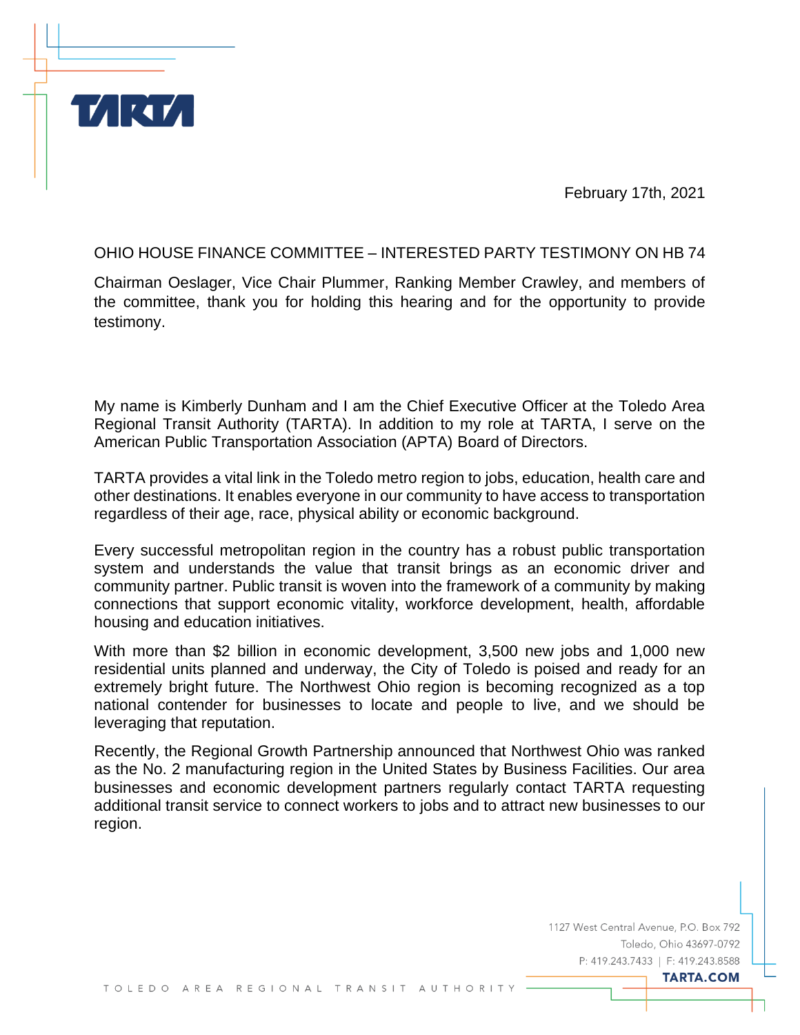February 17th, 2021

OHIO HOUSE FINANCE COMMITTEE – INTERESTED PARTY TESTIMONY ON HB 74

Chairman Oeslager, Vice Chair Plummer, Ranking Member Crawley, and members of the committee, thank you for holding this hearing and for the opportunity to provide testimony.

My name is Kimberly Dunham and I am the Chief Executive Officer at the Toledo Area Regional Transit Authority (TARTA). In addition to my role at TARTA, I serve on the American Public Transportation Association (APTA) Board of Directors.

TARTA provides a vital link in the Toledo metro region to jobs, education, health care and other destinations. It enables everyone in our community to have access to transportation regardless of their age, race, physical ability or economic background.

Every successful metropolitan region in the country has a robust public transportation system and understands the value that transit brings as an economic driver and community partner. Public transit is woven into the framework of a community by making connections that support economic vitality, workforce development, health, affordable housing and education initiatives.

With more than $2 billion in economic development, 3,500 new jobs and 1,000 new residential units planned and underway, the City of Toledo is poised and ready for an extremely bright future. The Northwest Ohio region is becoming recognized as a top national contender for businesses to locate and people to live, and we should be leveraging that reputation.

Recently, the Regional Growth Partnership announced that Northwest Ohio was ranked as the No. 2 manufacturing region in the United States by Business Facilities. Our area businesses and economic development partners regularly contact TARTA requesting additional transit service to connect workers to jobs and to attract new businesses to our region.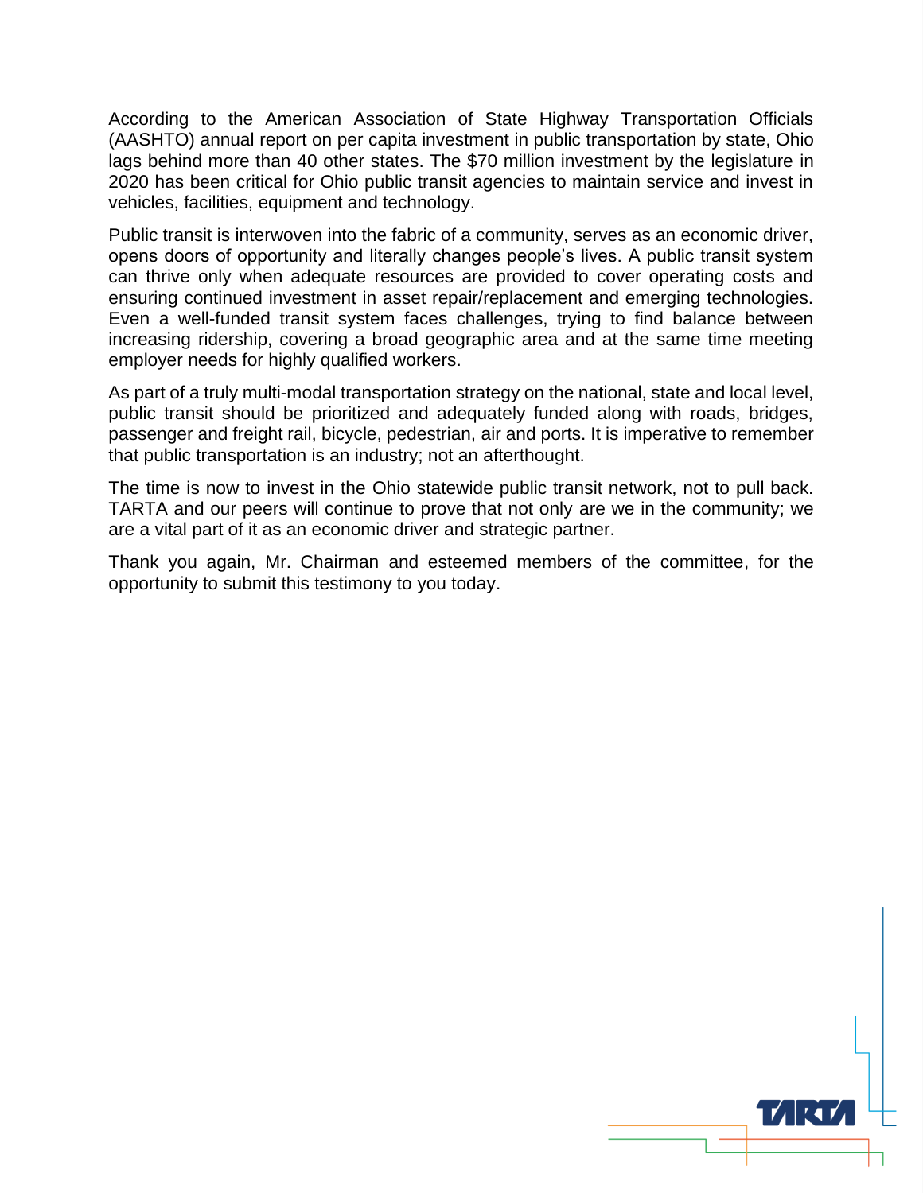According to the American Association of State Highway Transportation Officials (AASHTO) annual report on per capita investment in public transportation by state, Ohio lags behind more than 40 other states. The $70 million investment by the legislature in 2020 has been critical for Ohio public transit agencies to maintain service and invest in vehicles, facilities, equipment and technology.

Public transit is interwoven into the fabric of a community, serves as an economic driver, opens doors of opportunity and literally changes people's lives. A public transit system can thrive only when adequate resources are provided to cover operating costs and ensuring continued investment in asset repair/replacement and emerging technologies. Even a well-funded transit system faces challenges, trying to find balance between increasing ridership, covering a broad geographic area and at the same time meeting employer needs for highly qualified workers.

As part of a truly multi-modal transportation strategy on the national, state and local level, public transit should be prioritized and adequately funded along with roads, bridges, passenger and freight rail, bicycle, pedestrian, air and ports. It is imperative to remember that public transportation is an industry; not an afterthought.

The time is now to invest in the Ohio statewide public transit network, not to pull back. TARTA and our peers will continue to prove that not only are we in the community; we are a vital part of it as an economic driver and strategic partner.

Thank you again, Mr. Chairman and esteemed members of the committee, for the opportunity to submit this testimony to you today.